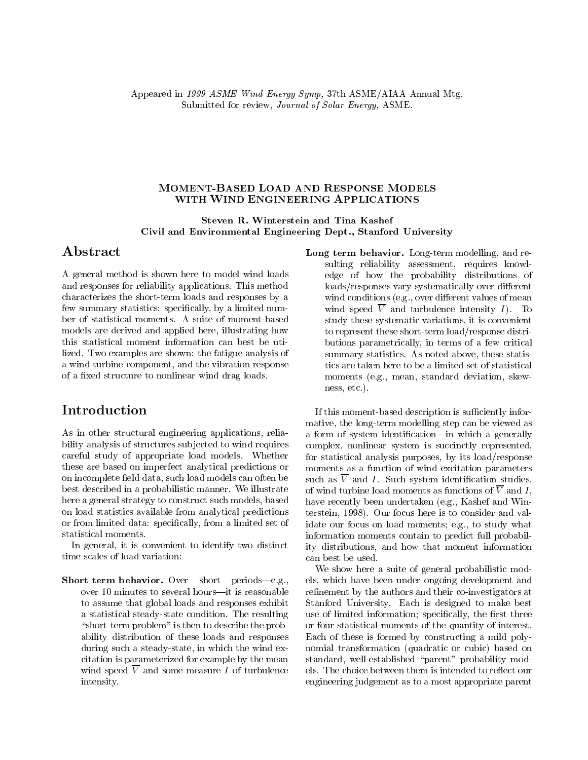Appeared in *1999 ASME Wind Energy Symp,* 37th ASME/AIAA Annual Mtg.
Submitted for review, *Journal of Solar Energy,* ASME.

# Moment-Based Load and Response Models with Wind Engineering Applications

**Steven R. Winterstein and Tina Kashef**
**Civil and Environmental Engineering Dept., Stanford University**

## Abstract

A general method is shown here to model wind loads and responses for reliability applications. This method characterizes the short-term loads and responses by a few summary statistics: specifically, by a limited number of statistical moments. A suite of moment-based models are derived and applied here, illustrating how this statistical moment information can best be utilized. Two examples are shown: the fatigue analysis of a wind turbine component, and the vibration response of a fixed structure to nonlinear wind drag loads.

## Introduction

As in other structural engineering applications, reliability analysis of structures subjected to wind requires careful study of appropriate load models. Whether these are based on imperfect analytical predictions or on incomplete field data, such load models can often be best described in a probabilistic manner. We illustrate here a general strategy to construct such models, based on load statistics available from analytical predictions or from limited data: specifically, from a limited set of statistical moments.

In general, it is convenient to identify two distinct time scales of load variation:

**Short term behavior.** Over short periods—e.g., over 10 minutes to several hours—it is reasonable to assume that global loads and responses exhibit a statistical steady-state condition. The resulting "short-term problem" is then to describe the probability distribution of these loads and responses during such a steady-state, in which the wind excitation is parameterized for example by the mean wind speed $\overline{V}$ and some measure $I$ of turbulence intensity.

**Long term behavior.** Long-term modelling, and resulting reliability assessment, requires knowledge of how the probability distributions of loads/responses vary systematically over different wind conditions (e.g., over different values of mean wind speed $\overline{V}$ and turbulence intensity $I$). To study these systematic variations, it is convenient to represent these short-term load/response distributions parametrically, in terms of a few critical summary statistics. As noted above, these statistics are taken here to be a limited set of statistical moments (e.g., mean, standard deviation, skewness, etc.).

If this moment-based description is sufficiently informative, the long-term modelling step can be viewed as a form of system identification—in which a generally complex, nonlinear system is succinctly represented, for statistical analysis purposes, by its load/response moments as a function of wind excitation parameters such as $\overline{V}$ and $I$. Such system identification studies, of wind turbine load moments as functions of $\overline{V}$ and $I$, have recently been undertaken (e.g., Kashef and Winterstein, 1998). Our focus here is to consider and validate our focus on load moments; e.g., to study what information moments contain to predict full probability distributions, and how that moment information can best be used.

We show here a suite of general probabilistic models, which have been under ongoing development and refinement by the authors and their co-investigators at Stanford University. Each is designed to make best use of limited information; specifically, the first three or four statistical moments of the quantity of interest. Each of these is formed by constructing a mild polynomial transformation (quadratic or cubic) based on standard, well-established "parent" probability models. The choice between them is intended to reflect our engineering judgement as to a most appropriate parent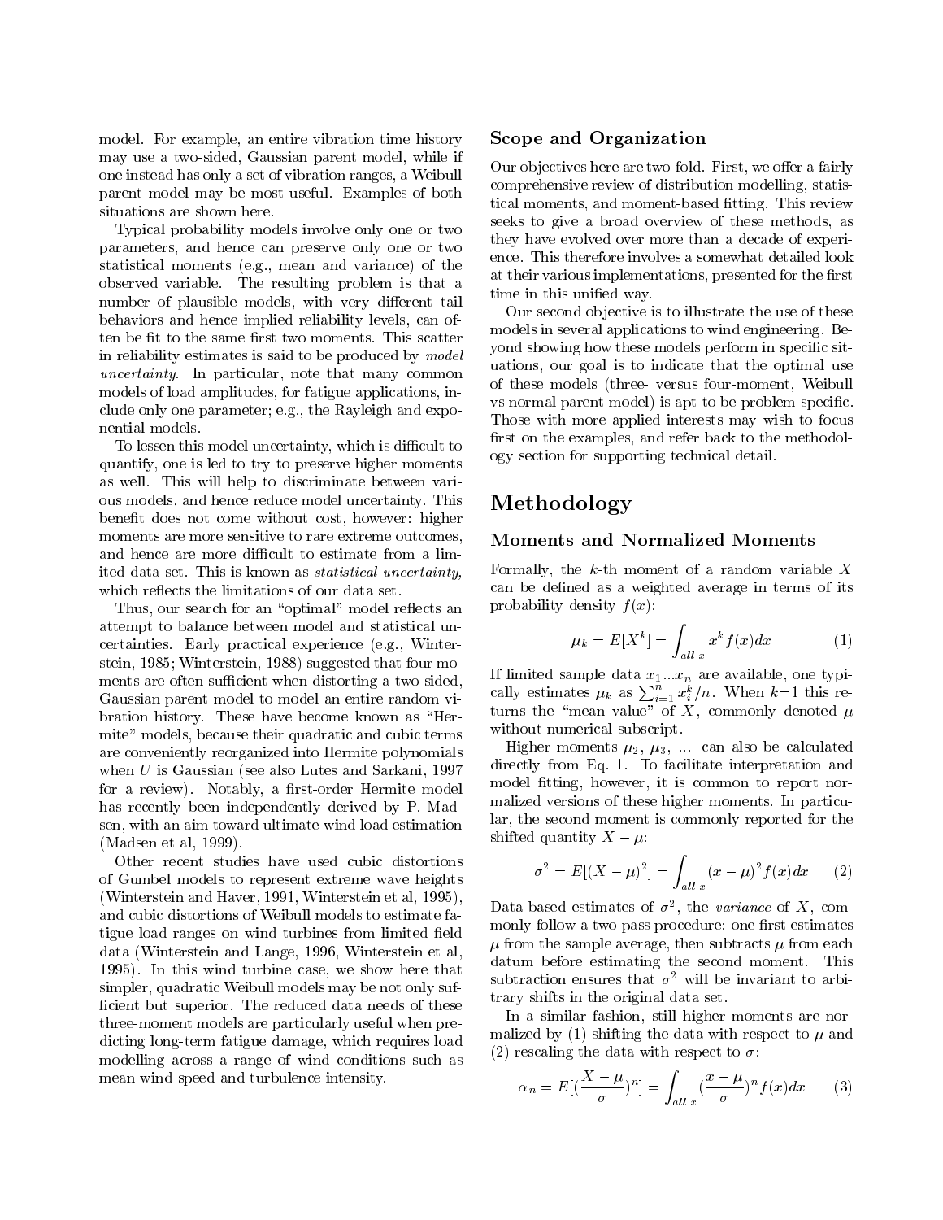model. For example, an entire vibration time history may use a two-sided, Gaussian parent model, while if one instead has only a set of vibration ranges, a Weibull parent model may be most useful. Examples of both situations are shown here.

Typical probability models involve only one or two parameters, and hence can preserve only one or two statistical moments (e.g., mean and variance) of the observed variable. The resulting problem is that a number of plausible models, with very different tail behaviors and hence implied reliability levels, can often be fit to the same first two moments. This scatter in reliability estimates is said to be produced by *model uncertainty.* In particular, note that many common models of load amplitudes, for fatigue applications, include only one parameter; e.g., the Rayleigh and exponential models.

To lessen this model uncertainty, which is difficult to quantify, one is led to try to preserve higher moments as well. This will help to discriminate between various models, and hence reduce model uncertainty. This benefit does not come without cost, however: higher moments are more sensitive to rare extreme outcomes, and hence are more difficult to estimate from a limited data set. This is known as *statistical uncertainty,* which reflects the limitations of our data set.

Thus, our search for an "optimal" model reflects an attempt to balance between model and statistical uncertainties. Early practical experience (e.g., Winterstein, 1985; Winterstein, 1988) suggested that four moments are often sufficient when distorting a two-sided, Gaussian parent model to model an entire random vibration history. These have become known as "Hermite" models, because their quadratic and cubic terms are conveniently reorganized into Hermite polynomials when $U$ is Gaussian (see also Lutes and Sarkani, 1997 for a review). Notably, a first-order Hermite model has recently been independently derived by P. Madsen, with an aim toward ultimate wind load estimation (Madsen et al, 1999).

Other recent studies have used cubic distortions of Gumbel models to represent extreme wave heights (Winterstein and Haver, 1991, Winterstein et al, 1995), and cubic distortions of Weibull models to estimate fatigue load ranges on wind turbines from limited field data (Winterstein and Lange, 1996, Winterstein et al, 1995). In this wind turbine case, we show here that simpler, quadratic Weibull models may be not only sufficient but superior. The reduced data needs of these three-moment models are particularly useful when predicting long-term fatigue damage, which requires load modelling across a range of wind conditions such as mean wind speed and turbulence intensity.

## Scope and Organization

Our objectives here are two-fold. First, we offer a fairly comprehensive review of distribution modelling, statistical moments, and moment-based fitting. This review seeks to give a broad overview of these methods, as they have evolved over more than a decade of experience. This therefore involves a somewhat detailed look at their various implementations, presented for the first time in this unified way.

Our second objective is to illustrate the use of these models in several applications to wind engineering. Beyond showing how these models perform in specific situations, our goal is to indicate that the optimal use of these models (three- versus four-moment, Weibull vs normal parent model) is apt to be problem-specific. Those with more applied interests may wish to focus first on the examples, and refer back to the methodology section for supporting technical detail.

# Methodology

## Moments and Normalized Moments

Formally, the $k$-th moment of a random variable $X$ can be defined as a weighted average in terms of its probability density $f(x)$:

$$\mu_k = E[X^k] = \int_{all\ x} x^k f(x) dx \qquad (1)$$

If limited sample data $x_1 ... x_n$ are available, one typically estimates $\mu_k$ as $\sum_{i=1}^{n} x_i^k / n$. When $k$=1 this returns the "mean value" of $X$, commonly denoted $\mu$ without numerical subscript.

Higher moments $\mu_2$, $\mu_3$, ... can also be calculated directly from Eq. 1. To facilitate interpretation and model fitting, however, it is common to report normalized versions of these higher moments. In particular, the second moment is commonly reported for the shifted quantity $X - \mu$:

$$\sigma^2 = E[(X-\mu)^2] = \int_{all\ x} (x-\mu)^2 f(x) dx \qquad (2)$$

Data-based estimates of $\sigma^2$, the *variance* of $X$, commonly follow a two-pass procedure: one first estimates $\mu$ from the sample average, then subtracts $\mu$ from each datum before estimating the second moment. This subtraction ensures that $\sigma^2$ will be invariant to arbitrary shifts in the original data set.

In a similar fashion, still higher moments are normalized by (1) shifting the data with respect to $\mu$ and (2) rescaling the data with respect to $\sigma$:

$$\alpha_n = E[(\frac{X-\mu}{\sigma})^n] = \int_{all\ x} (\frac{x-\mu}{\sigma})^n f(x) dx \qquad (3)$$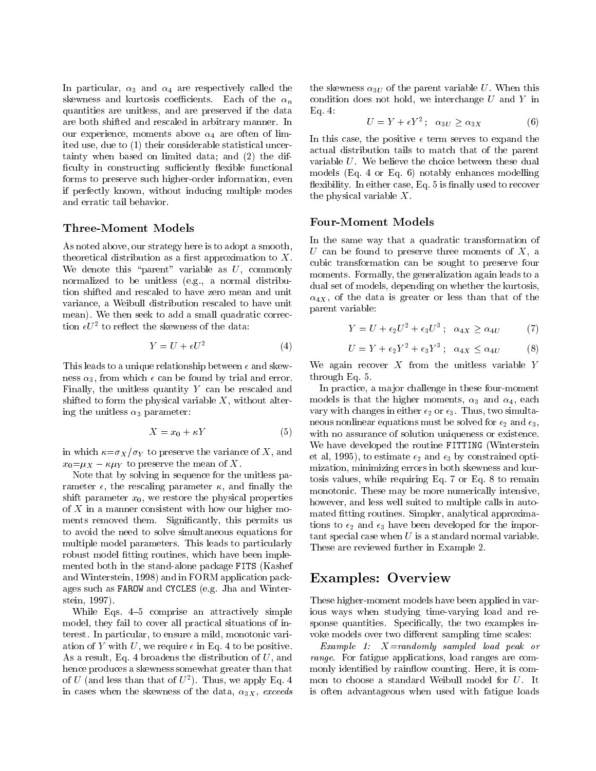In particular, $\alpha_3$ and $\alpha_4$ are respectively called the skewness and kurtosis coefficients. Each of the $\alpha_n$ quantities are unitless, and are preserved if the data are both shifted and rescaled in arbitrary manner. In our experience, moments above $\alpha_4$ are often of limited use, due to (1) their considerable statistical uncertainty when based on limited data; and (2) the difficulty in constructing sufficiently flexible functional forms to preserve such higher-order information, even if perfectly known, without inducing multiple modes and erratic tail behavior.

### Three-Moment Models

As noted above, our strategy here is to adopt a smooth, theoretical distribution as a first approximation to $X$. We denote this "parent" variable as $U$, commonly normalized to be unitless (e.g., a normal distribution shifted and rescaled to have zero mean and unit variance, a Weibull distribution rescaled to have unit mean). We then seek to add a small quadratic correction $\epsilon U^2$ to reflect the skewness of the data:

$$Y = U + \epsilon U^2 \tag{4}$$

This leads to a unique relationship between $\epsilon$ and skewness $\alpha_3$, from which $\epsilon$ can be found by trial and error. Finally, the unitless quantity $Y$ can be rescaled and shifted to form the physical variable $X$, without altering the unitless $\alpha_3$ parameter:

$$X = x_0 + \kappa Y \tag{5}$$

in which $\kappa = \sigma_X / \sigma_Y$ to preserve the variance of $X$, and $x_0 = \mu_X - \kappa \mu_Y$ to preserve the mean of $X$.

Note that by solving in sequence for the unitless parameter $\epsilon$, the rescaling parameter $\kappa$, and finally the shift parameter $x_0$, we restore the physical properties of $X$ in a manner consistent with how our higher moments removed them. Significantly, this permits us to avoid the need to solve simultaneous equations for multiple model parameters. This leads to particularly robust model fitting routines, which have been implemented both in the stand-alone package `FITS` (Kashef and Winterstein, 1998) and in FORM application packages such as `FAROW` and `CYCLES` (e.g. Jha and Winterstein, 1997).

While Eqs. 4–5 comprise an attractively simple model, they fail to cover all practical situations of interest. In particular, to ensure a mild, monotonic variation of $Y$ with $U$, we require $\epsilon$ in Eq. 4 to be positive. As a result, Eq. 4 broadens the distribution of $U$, and hence produces a skewness somewhat greater than that of $U$ (and less than that of $U^2$). Thus, we apply Eq. 4 in cases when the skewness of the data, $\alpha_{3X}$, *exceeds* the skewness $\alpha_{3U}$ of the parent variable $U$. When this condition does not hold, we interchange $U$ and $Y$ in Eq. 4:

$$U = Y + \epsilon Y^2 \; ; \quad \alpha_{3U} \geq \alpha_{3X} \tag{6}$$

In this case, the positive $\epsilon$ term serves to expand the actual distribution tails to match that of the parent variable $U$. We believe the choice between these dual models (Eq. 4 or Eq. 6) notably enhances modelling flexibility. In either case, Eq. 5 is finally used to recover the physical variable $X$.

### Four-Moment Models

In the same way that a quadratic transformation of $U$ can be found to preserve three moments of $X$, a cubic transformation can be sought to preserve four moments. Formally, the generalization again leads to a dual set of models, depending on whether the kurtosis, $\alpha_{4X}$, of the data is greater or less than that of the parent variable:

$$Y = U + \epsilon_2 U^2 + \epsilon_3 U^3 \; ; \quad \alpha_{4X} \geq \alpha_{4U} \tag{7}$$

$$U = Y + \epsilon_2 Y^2 + \epsilon_3 Y^3 \; ; \quad \alpha_{4X} \leq \alpha_{4U} \tag{8}$$

We again recover $X$ from the unitless variable $Y$ through Eq. 5.

In practice, a major challenge in these four-moment models is that the higher moments, $\alpha_3$ and $\alpha_4$, each vary with changes in either $\epsilon_2$ or $\epsilon_3$. Thus, two simultaneous nonlinear equations must be solved for $\epsilon_2$ and $\epsilon_3$, with no assurance of solution uniqueness or existence. We have developed the routine `FITTING` (Winterstein et al, 1995), to estimate $\epsilon_2$ and $\epsilon_3$ by constrained optimization, minimizing errors in both skewness and kurtosis values, while requiring Eq. 7 or Eq. 8 to remain monotonic. These may be more numerically intensive, however, and less well suited to multiple calls in automated fitting routines. Simpler, analytical approximations to $\epsilon_2$ and $\epsilon_3$ have been developed for the important special case when $U$ is a standard normal variable. These are reviewed further in Example 2.

## Examples: Overview

These higher-moment models have been applied in various ways when studying time-varying load and response quantities. Specifically, the two examples invoke models over two different sampling time scales:

*Example 1: $X$=randomly sampled load peak or range.* For fatigue applications, load ranges are commonly identified by rainflow counting. Here, it is common to choose a standard Weibull model for $U$. It is often advantageous when used with fatigue loads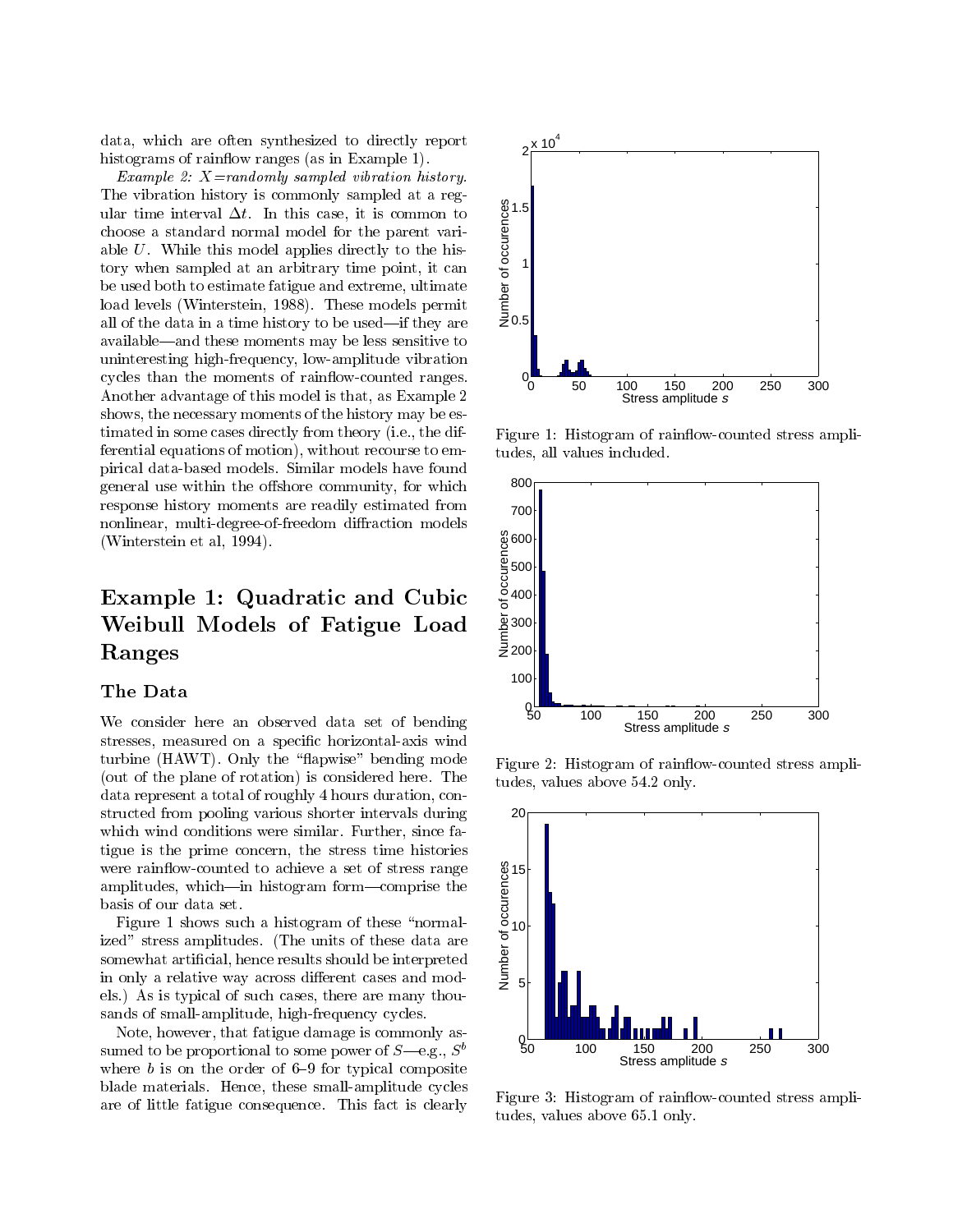data, which are often synthesized to directly report histograms of rainflow ranges (as in Example 1).

*Example 2: $X$=randomly sampled vibration history.* The vibration history is commonly sampled at a regular time interval $\Delta t$. In this case, it is common to choose a standard normal model for the parent variable $U$. While this model applies directly to the history when sampled at an arbitrary time point, it can be used both to estimate fatigue and extreme, ultimate load levels (Winterstein, 1988). These models permit all of the data in a time history to be used—if they are available—and these moments may be less sensitive to uninteresting high-frequency, low-amplitude vibration cycles than the moments of rainflow-counted ranges. Another advantage of this model is that, as Example 2 shows, the necessary moments of the history may be estimated in some cases directly from theory (i.e., the differential equations of motion), without recourse to empirical data-based models. Similar models have found general use within the offshore community, for which response history moments are readily estimated from nonlinear, multi-degree-of-freedom diffraction models (Winterstein et al, 1994).

## Example 1: Quadratic and Cubic Weibull Models of Fatigue Load Ranges

### The Data

We consider here an observed data set of bending stresses, measured on a specific horizontal-axis wind turbine (HAWT). Only the "flapwise" bending mode (out of the plane of rotation) is considered here. The data represent a total of roughly 4 hours duration, constructed from pooling various shorter intervals during which wind conditions were similar. Further, since fatigue is the prime concern, the stress time histories were rainflow-counted to achieve a set of stress range amplitudes, which—in histogram form—comprise the basis of our data set.

Figure 1 shows such a histogram of these "normalized" stress amplitudes. (The units of these data are somewhat artificial, hence results should be interpreted in only a relative way across different cases and models.) As is typical of such cases, there are many thousands of small-amplitude, high-frequency cycles.

Note, however, that fatigue damage is commonly assumed to be proportional to some power of $S$—e.g., $S^b$ where $b$ is on the order of 6–9 for typical composite blade materials. Hence, these small-amplitude cycles are of little fatigue consequence. This fact is clearly

Figure 1: Histogram of rainflow-counted stress amplitudes, all values included.

Figure 2: Histogram of rainflow-counted stress amplitudes, values above 54.2 only.

Figure 3: Histogram of rainflow-counted stress amplitudes, values above 65.1 only.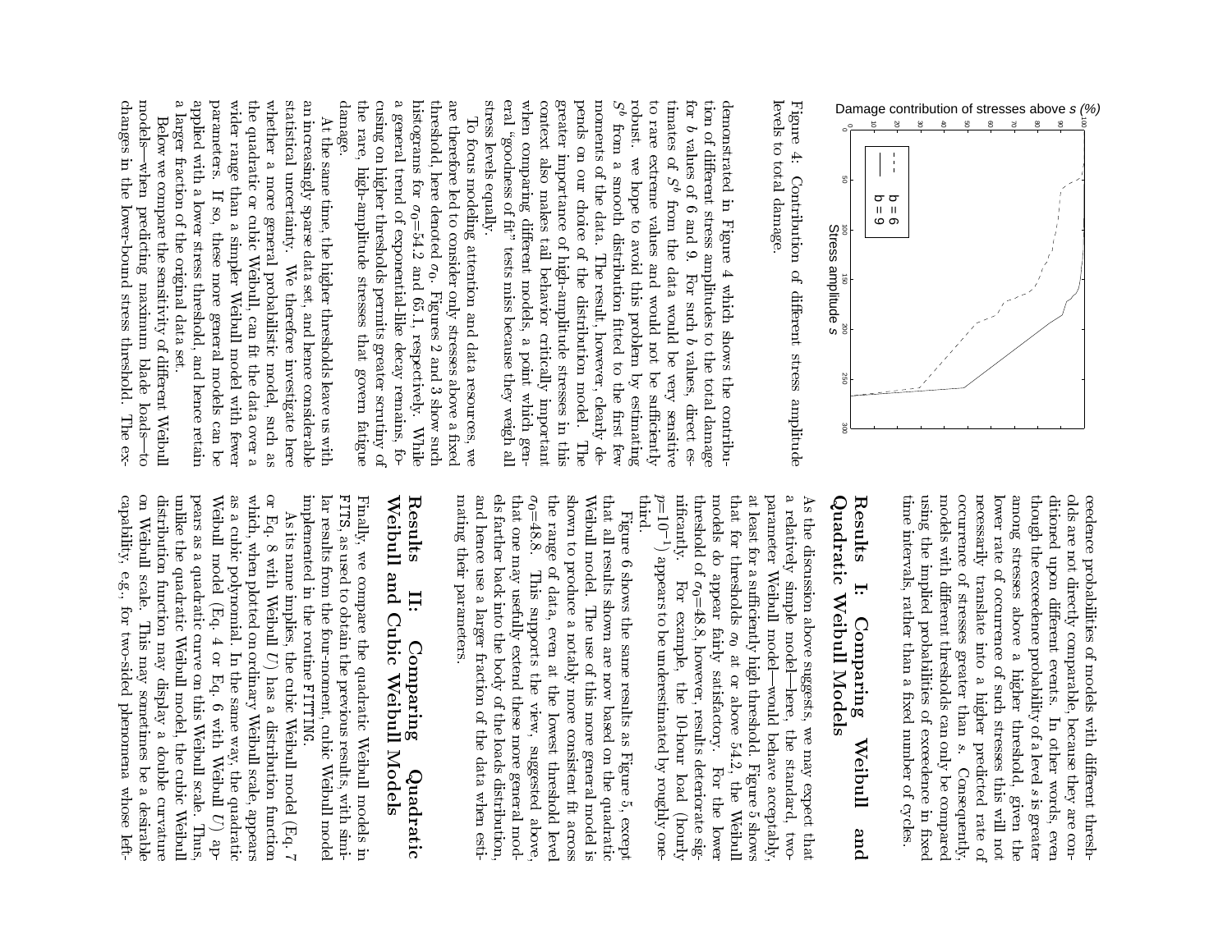Figure 4: Contribution of different stress amplitude levels to total damage.

demonstrated in Figure 4 which shows the contribution of different stress amplitudes to the total damage for $b$ values of 6 and 9. For such $b$ values, direct estimates of $S^b$ from the data would be very sensitive to rare extreme values and would not be sufficiently robust. we hope to avoid this problem by estimating $S^b$ from a smooth distribution fitted to the first few moments of the data. The result, however, clearly depends on our choice of the distribution model. The greater importance of high-amplitude stresses in this context also makes tail behavior critically important when comparing different models, a point which general "goodness of fit" tests miss because they weigh all stress levels equally.

To focus modeling attention and data resources, we are therefore led to consider only stresses above a fixed threshold, here denoted $\sigma_0$. Figures 2 and 3 show such histograms for $\sigma_0$=54.2 and 65.1, respectively. While a general trend of exponential-like decay remains, focusing on higher thresholds permits greater scrutiny of the rare, high-amplitude stresses that govern fatigue damage.

At the same time, the higher thresholds leave us with an increasingly sparse data set, and hence considerable statistical uncertainty. We therefore investigate here whether a more general probabilistic model, such as the quadratic or cubic Weibull, can fit the data over a wider range than a simpler Weibull model with fewer parameters. If so, these more general models can be applied with a lower stress threshold, and hence retain a larger fraction of the original data set.

Below we compare the sensitivity of different Weibull models—when predicting maximum blade loads—to changes in the lower-bound stress threshold. The exceedence probabilities of models with different thresholds are not directly comparable, because they are conditioned upon different events. In other words, even though the exceedence probability of a level $s$ is greater among stresses above a higher threshold, given the lower rate of occurrence of such stresses this will not necessarily translate into a higher predicted rate of occurrence of stresses greater than $s$. Consequently, models with different thresholds can only be compared using the implied probabilities of exceedence in fixed time intervals, rather than a fixed number of cycles.

## Results I: Comparing Weibull and Quadratic Weibull Models

As the discussion above suggests, we may expect that a relatively simple model—here, the standard, two-parameter Weibull model—would behave acceptably, at least for a sufficiently high threshold. Figure 5 shows that for thresholds $\sigma_0$ at or above 54.2, the Weibull models do appear fairly satisfactory. For the lower threshold of $\sigma_0$=48.8, however, results deteriorate significantly. For example, the 10-hour load (hourly $p$=$10^{-1}$) appears to be underestimated by roughly one-third.

Figure 6 shows the same results as Figure 5, except that all results shown are now based on the quadratic Weibull model. The use of this more general model is shown to produce a notably more consistent fit across the range of data, even at the lowest threshold level $\sigma_0$=48.8. This supports the view, suggested above, that one may usefully extend these more general models farther back into the body of the loads distribution, and hence use a larger fraction of the data when estimating their parameters.

## Results II: Comparing Quadratic Weibull and Cubic Weibull Models

Finally, we compare the quadratic Weibull models in FITTS, as used to obtain the previous results, with similar results from the four-moment, cubic Weibull model implemented in the routine FITTING.

As its name implies, the cubic Weibull model (Eq. 7 or Eq. 8 with Weibull $U$) has a distribution function which, when plotted on ordinary Weibull scale, appears as a cubic polynomial. In the same way, the quadratic Weibull model (Eq. 4 or Eq. 6 with Weibull $U$) appears as a quadratic curve on this Weibull scale. Thus, unlike the quadratic Weibull model, the cubic Weibull distribution function may display a double curvature on Weibull scale. This may sometimes be a desirable capability, e.g., for two-sided phenomena whose left-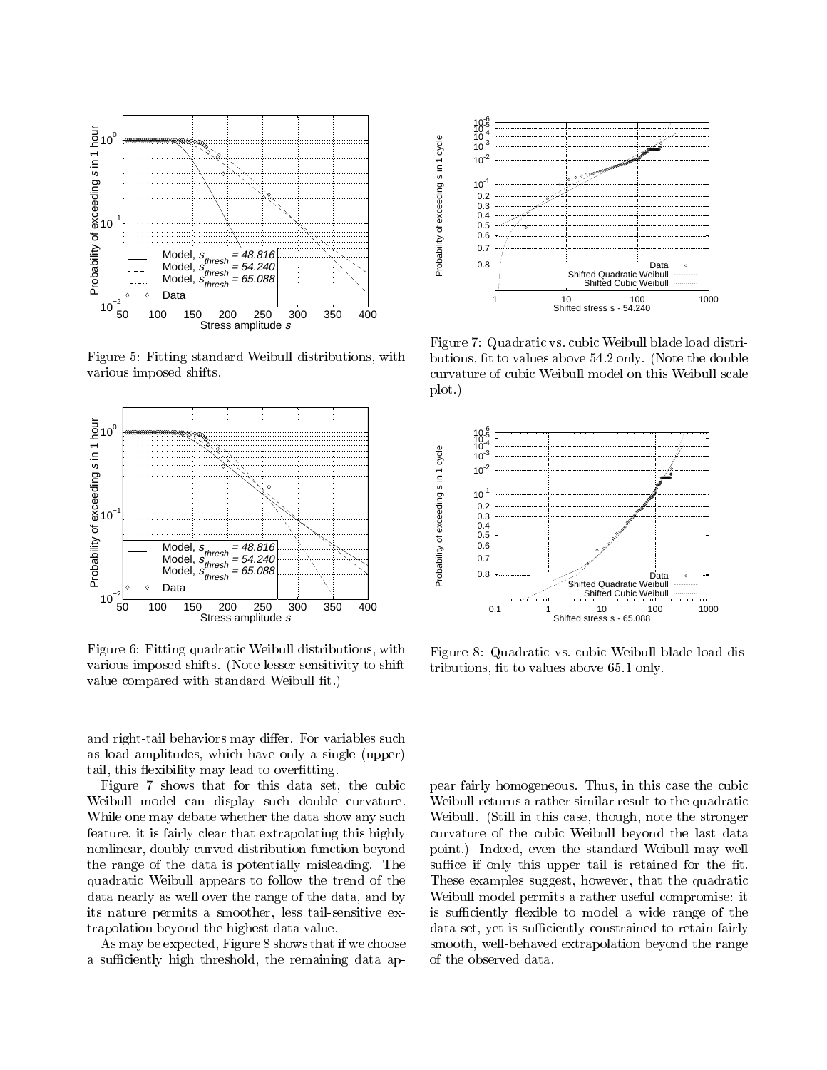Figure 5: Fitting standard Weibull distributions, with various imposed shifts.

Figure 6: Fitting quadratic Weibull distributions, with various imposed shifts. (Note lesser sensitivity to shift value compared with standard Weibull fit.)

Figure 7: Quadratic vs. cubic Weibull blade load distributions, fit to values above 54.2 only. (Note the double curvature of cubic Weibull model on this Weibull scale plot.)

Figure 8: Quadratic vs. cubic Weibull blade load distributions, fit to values above 65.1 only.

and right-tail behaviors may differ. For variables such as load amplitudes, which have only a single (upper) tail, this flexibility may lead to overfitting.

Figure 7 shows that for this data set, the cubic Weibull model can display such double curvature. While one may debate whether the data show any such feature, it is fairly clear that extrapolating this highly nonlinear, doubly curved distribution function beyond the range of the data is potentially misleading. The quadratic Weibull appears to follow the trend of the data nearly as well over the range of the data, and by its nature permits a smoother, less tail-sensitive extrapolation beyond the highest data value.

As may be expected, Figure 8 shows that if we choose a sufficiently high threshold, the remaining data appear fairly homogeneous. Thus, in this case the cubic Weibull returns a rather similar result to the quadratic Weibull. (Still in this case, though, note the stronger curvature of the cubic Weibull beyond the last data point.) Indeed, even the standard Weibull may well suffice if only this upper tail is retained for the fit. These examples suggest, however, that the quadratic Weibull model permits a rather useful compromise: it is sufficiently flexible to model a wide range of the data set, yet is sufficiently constrained to retain fairly smooth, well-behaved extrapolation beyond the range of the observed data.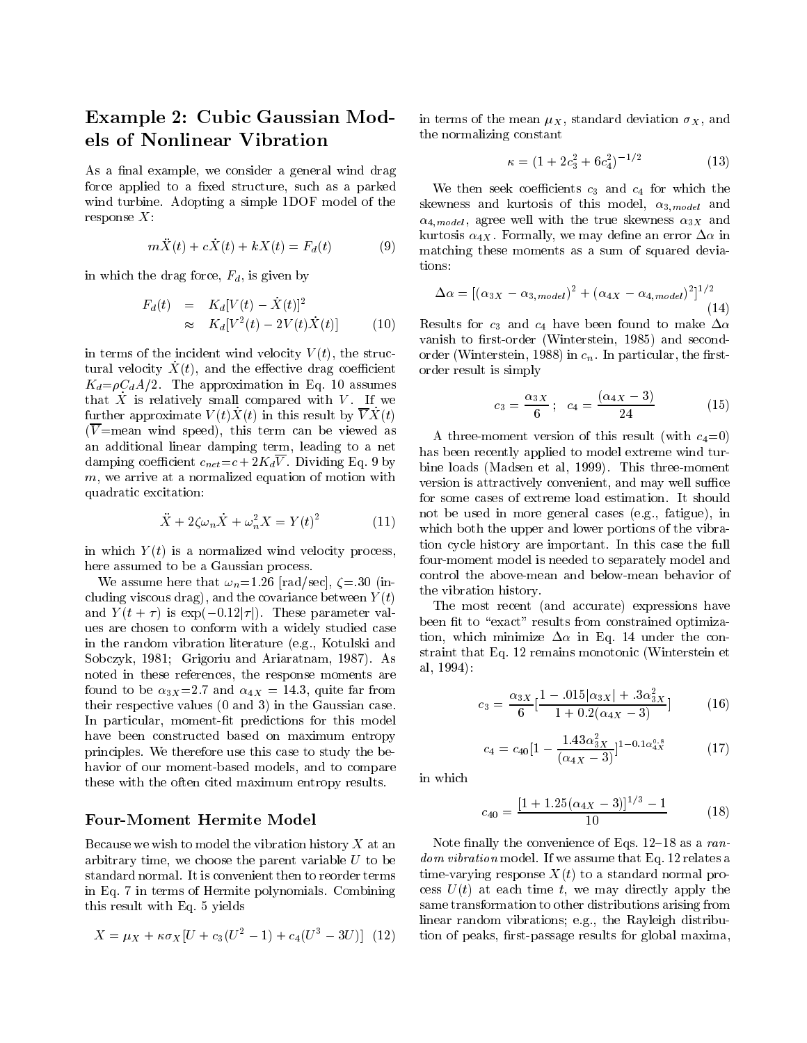## Example 2: Cubic Gaussian Models of Nonlinear Vibration

As a final example, we consider a general wind drag force applied to a fixed structure, such as a parked wind turbine. Adopting a simple 1DOF model of the response $X$:

$$m\ddot{X}(t) + c\dot{X}(t) + kX(t) = F_d(t) \tag{9}$$

in which the drag force, $F_d$, is given by

$$\begin{aligned} F_d(t) &= K_d[V(t) - \dot{X}(t)]^2 \\ &\approx K_d[V^2(t) - 2V(t)\dot{X}(t)] \end{aligned} \tag{10}$$

in terms of the incident wind velocity $V(t)$, the structural velocity $\dot{X}(t)$, and the effective drag coefficient $K_d = \rho C_d A/2$. The approximation in Eq. 10 assumes that $\dot{X}$ is relatively small compared with $V$. If we further approximate $V(t)\dot{X}(t)$ in this result by $\overline{V}\dot{X}(t)$ ($\overline{V}$=mean wind speed), this term can be viewed as an additional linear damping term, leading to a net damping coefficient $c_{net} = c + 2K_d\overline{V}$. Dividing Eq. 9 by $m$, we arrive at a normalized equation of motion with quadratic excitation:

$$\ddot{X} + 2\zeta\omega_n\dot{X} + \omega_n^2 X = Y(t)^2 \tag{11}$$

in which $Y(t)$ is a normalized wind velocity process, here assumed to be a Gaussian process.

We assume here that $\omega_n$=1.26 [rad/sec], $\zeta$=.30 (including viscous drag), and the covariance between $Y(t)$ and $Y(t+\tau)$ is $\exp(-0.12|\tau|)$. These parameter values are chosen to conform with a widely studied case in the random vibration literature (e.g., Kotulski and Sobczyk, 1981; Grigoriu and Ariaratnam, 1987). As noted in these references, the response moments are found to be $\alpha_{3X}$=2.7 and $\alpha_{4X}$ = 14.3, quite far from their respective values (0 and 3) in the Gaussian case. In particular, moment-fit predictions for this model have been constructed based on maximum entropy principles. We therefore use this case to study the behavior of our moment-based models, and to compare these with the often cited maximum entropy results.

### Four-Moment Hermite Model

Because we wish to model the vibration history $X$ at an arbitrary time, we choose the parent variable $U$ to be standard normal. It is convenient then to reorder terms in Eq. 7 in terms of Hermite polynomials. Combining this result with Eq. 5 yields

$$X = \mu_X + \kappa\sigma_X[U + c_3(U^2 - 1) + c_4(U^3 - 3U)] \tag{12}$$

in terms of the mean $\mu_X$, standard deviation $\sigma_X$, and the normalizing constant

$$\kappa = (1 + 2c_3^2 + 6c_4^2)^{-1/2} \tag{13}$$

We then seek coefficients $c_3$ and $c_4$ for which the skewness and kurtosis of this model, $\alpha_{3,model}$ and $\alpha_{4,model}$, agree well with the true skewness $\alpha_{3X}$ and kurtosis $\alpha_{4X}$. Formally, we may define an error $\Delta\alpha$ in matching these moments as a sum of squared deviations:

$$\Delta\alpha = [(\alpha_{3X} - \alpha_{3,model})^2 + (\alpha_{4X} - \alpha_{4,model})^2]^{1/2} \tag{14}$$

Results for $c_3$ and $c_4$ have been found to make $\Delta\alpha$ vanish to first-order (Winterstein, 1985) and second-order (Winterstein, 1988) in $c_n$. In particular, the first-order result is simply

$$c_3 = \frac{\alpha_{3X}}{6}\,; \quad c_4 = \frac{(\alpha_{4X} - 3)}{24} \tag{15}$$

A three-moment version of this result (with $c_4$=0) has been recently applied to model extreme wind turbine loads (Madsen et al, 1999). This three-moment version is attractively convenient, and may well suffice for some cases of extreme load estimation. It should not be used in more general cases (e.g., fatigue), in which both the upper and lower portions of the vibration cycle history are important. In this case the full four-moment model is needed to separately model and control the above-mean and below-mean behavior of the vibration history.

The most recent (and accurate) expressions have been fit to "exact" results from constrained optimization, which minimize $\Delta\alpha$ in Eq. 14 under the constraint that Eq. 12 remains monotonic (Winterstein et al, 1994):

$$c_3 = \frac{\alpha_{3X}}{6}\left[\frac{1 - .015|\alpha_{3X}| + .3\alpha_{3X}^2}{1 + 0.2(\alpha_{4X} - 3)}\right] \tag{16}$$

$$c_4 = c_{40}\left[1 - \frac{1.43\alpha_{3X}^2}{(\alpha_{4X} - 3)}\right]^{1 - 0.1\alpha_{4X}^{0.8}} \tag{17}$$

in which

$$c_{40} = \frac{[1 + 1.25(\alpha_{4X} - 3)]^{1/3} - 1}{10} \tag{18}$$

Note finally the convenience of Eqs. 12–18 as a *random vibration* model. If we assume that Eq. 12 relates a time-varying response $X(t)$ to a standard normal process $U(t)$ at each time $t$, we may directly apply the same transformation to other distributions arising from linear random vibrations; e.g., the Rayleigh distribution of peaks, first-passage results for global maxima,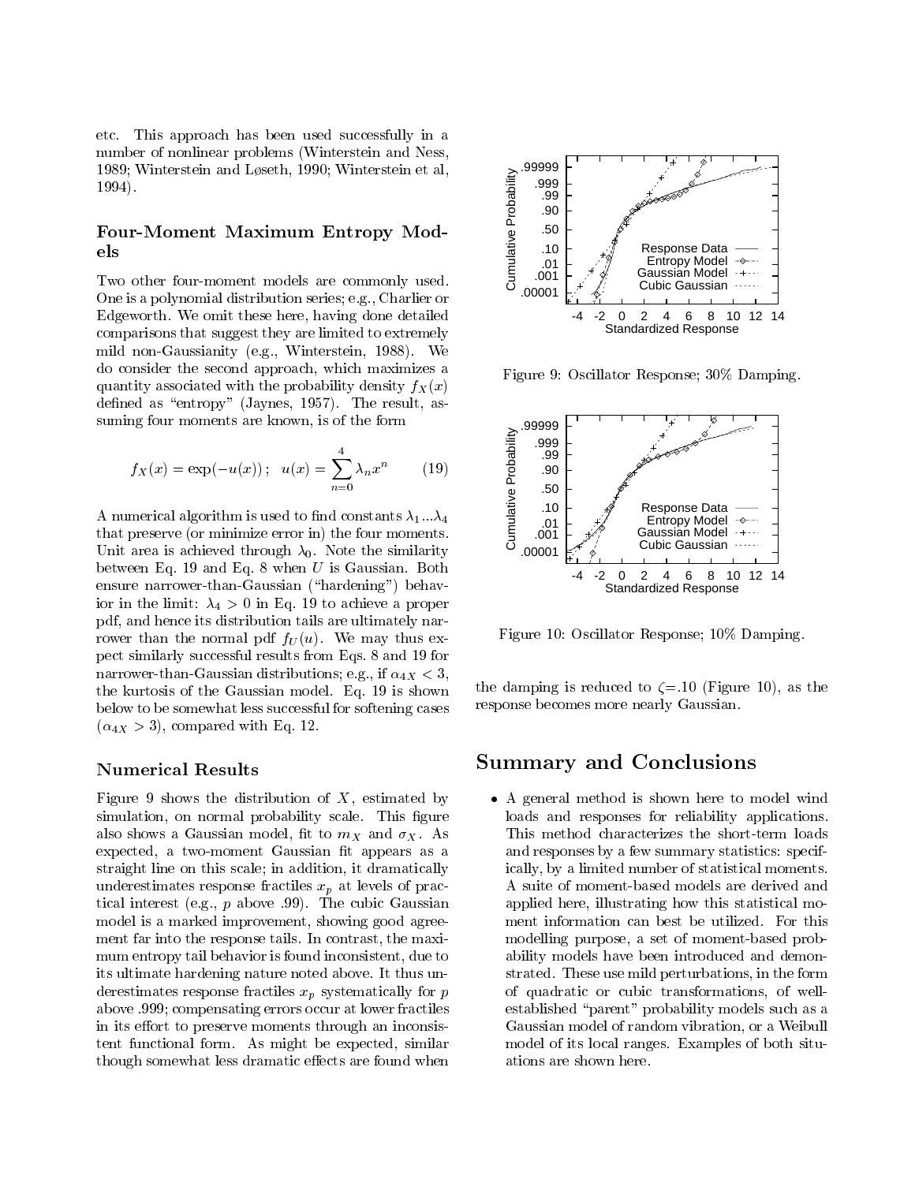etc. This approach has been used successfully in a number of nonlinear problems (Winterstein and Ness, 1989; Winterstein and Løseth, 1990; Winterstein et al, 1994).

## Four-Moment Maximum Entropy Models

Two other four-moment models are commonly used. One is a polynomial distribution series; e.g., Charlier or Edgeworth. We omit these here, having done detailed comparisons that suggest they are limited to extremely mild non-Gaussianity (e.g., Winterstein, 1988). We do consider the second approach, which maximizes a quantity associated with the probability density $f_X(x)$ defined as "entropy" (Jaynes, 1957). The result, assuming four moments are known, is of the form

$$f_X(x) = \exp(-u(x))\,; \quad u(x) = \sum_{n=0}^{4} \lambda_n x^n \qquad (19)$$

A numerical algorithm is used to find constants $\lambda_1 ... \lambda_4$ that preserve (or minimize error in) the four moments. Unit area is achieved through $\lambda_0$. Note the similarity between Eq. 19 and Eq. 8 when $U$ is Gaussian. Both ensure narrower-than-Gaussian ("hardening") behavior in the limit: $\lambda_4 > 0$ in Eq. 19 to achieve a proper pdf, and hence its distribution tails are ultimately narrower than the normal pdf $f_U(u)$. We may thus expect similarly successful results from Eqs. 8 and 19 for narrower-than-Gaussian distributions; e.g., if $\alpha_{4X} < 3$, the kurtosis of the Gaussian model. Eq. 19 is shown below to be somewhat less successful for softening cases ($\alpha_{4X} > 3$), compared with Eq. 12.

## Numerical Results

Figure 9 shows the distribution of $X$, estimated by simulation, on normal probability scale. This figure also shows a Gaussian model, fit to $m_X$ and $\sigma_X$. As expected, a two-moment Gaussian fit appears as a straight line on this scale; in addition, it dramatically underestimates response fractiles $x_p$ at levels of practical interest (e.g., $p$ above .99). The cubic Gaussian model is a marked improvement, showing good agreement far into the response tails. In contrast, the maximum entropy tail behavior is found inconsistent, due to its ultimate hardening nature noted above. It thus underestimates response fractiles $x_p$ systematically for $p$ above .999; compensating errors occur at lower fractiles in its effort to preserve moments through an inconsistent functional form. As might be expected, similar though somewhat less dramatic effects are found when the damping is reduced to $\zeta$=.10 (Figure 10), as the response becomes more nearly Gaussian.

Figure 9: Oscillator Response; 30% Damping.

Figure 10: Oscillator Response; 10% Damping.

# Summary and Conclusions

- A general method is shown here to model wind loads and responses for reliability applications. This method characterizes the short-term loads and responses by a few summary statistics: specifically, by a limited number of statistical moments. A suite of moment-based models are derived and applied here, illustrating how this statistical moment information can best be utilized. For this modelling purpose, a set of moment-based probability models have been introduced and demonstrated. These use mild perturbations, in the form of quadratic or cubic transformations, of well-established "parent" probability models such as a Gaussian model of random vibration, or a Weibull model of its local ranges. Examples of both situations are shown here.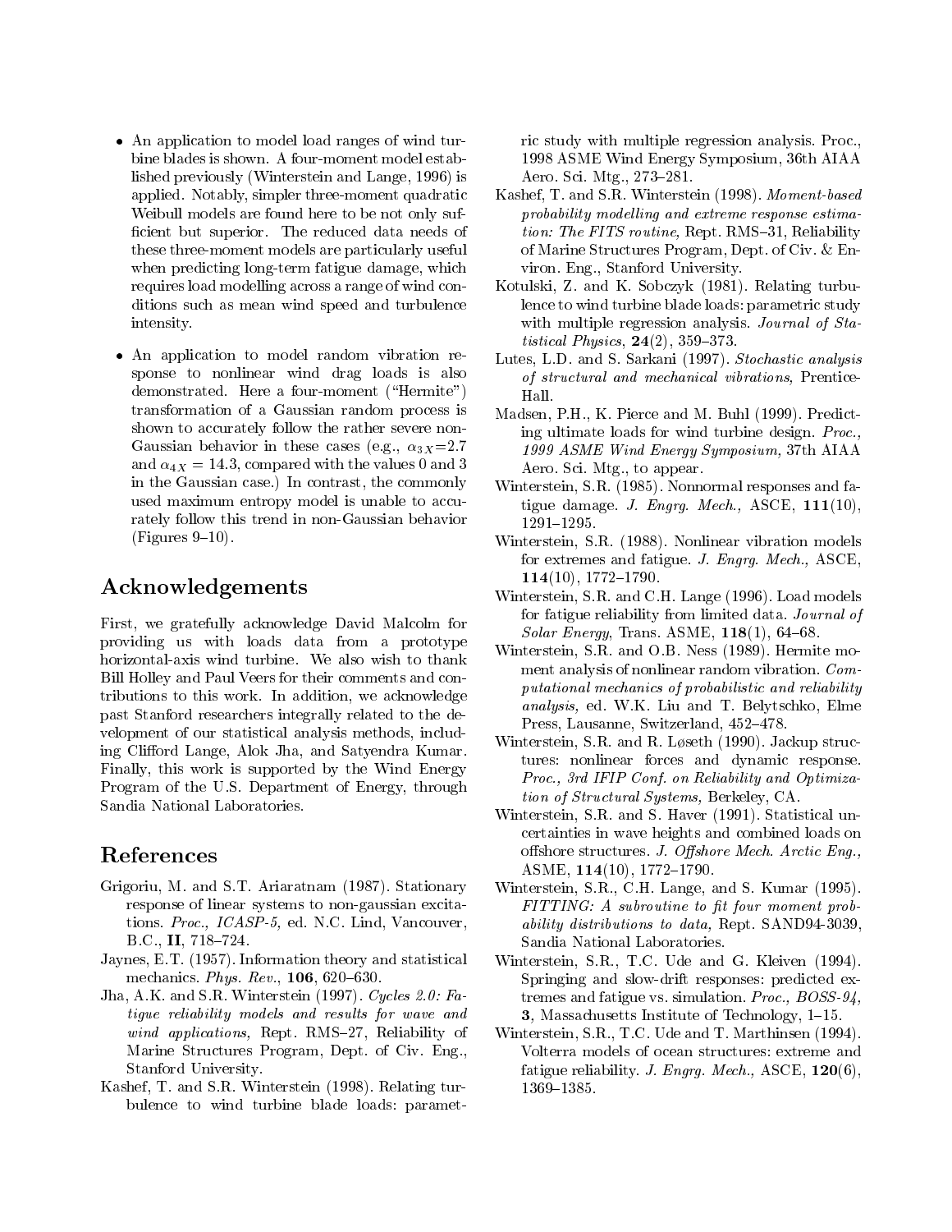- An application to model load ranges of wind turbine blades is shown. A four-moment model established previously (Winterstein and Lange, 1996) is applied. Notably, simpler three-moment quadratic Weibull models are found here to be not only sufficient but superior. The reduced data needs of these three-moment models are particularly useful when predicting long-term fatigue damage, which requires load modelling across a range of wind conditions such as mean wind speed and turbulence intensity.

- An application to model random vibration response to nonlinear wind drag loads is also demonstrated. Here a four-moment ("Hermite") transformation of a Gaussian random process is shown to accurately follow the rather severe non-Gaussian behavior in these cases (e.g., $\alpha_{3X}$=2.7 and $\alpha_{4X}$ = 14.3, compared with the values 0 and 3 in the Gaussian case.) In contrast, the commonly used maximum entropy model is unable to accurately follow this trend in non-Gaussian behavior (Figures 9–10).

## Acknowledgements

First, we gratefully acknowledge David Malcolm for providing us with loads data from a prototype horizontal-axis wind turbine. We also wish to thank Bill Holley and Paul Veers for their comments and contributions to this work. In addition, we acknowledge past Stanford researchers integrally related to the development of our statistical analysis methods, including Clifford Lange, Alok Jha, and Satyendra Kumar. Finally, this work is supported by the Wind Energy Program of the U.S. Department of Energy, through Sandia National Laboratories.

## References

Grigoriu, M. and S.T. Ariaratnam (1987). Stationary response of linear systems to non-gaussian excitations. *Proc., ICASP-5,* ed. N.C. Lind, Vancouver, B.C., **II**, 718–724.

Jaynes, E.T. (1957). Information theory and statistical mechanics. *Phys. Rev.*, **106**, 620–630.

Jha, A.K. and S.R. Winterstein (1997). *Cycles 2.0: Fatigue reliability models and results for wave and wind applications,* Rept. RMS–27, Reliability of Marine Structures Program, Dept. of Civ. Eng., Stanford University.

Kashef, T. and S.R. Winterstein (1998). Relating turbulence to wind turbine blade loads: parametric study with multiple regression analysis. Proc., 1998 ASME Wind Energy Symposium, 36th AIAA Aero. Sci. Mtg., 273–281.

Kashef, T. and S.R. Winterstein (1998). *Moment-based probability modelling and extreme response estimation: The FITS routine,* Rept. RMS–31, Reliability of Marine Structures Program, Dept. of Civ. & Environ. Eng., Stanford University.

Kotulski, Z. and K. Sobczyk (1981). Relating turbulence to wind turbine blade loads: parametric study with multiple regression analysis. *Journal of Statistical Physics*, **24**(2), 359–373.

Lutes, L.D. and S. Sarkani (1997). *Stochastic analysis of structural and mechanical vibrations*, Prentice-Hall.

Madsen, P.H., K. Pierce and M. Buhl (1999). Predicting ultimate loads for wind turbine design. *Proc., 1999 ASME Wind Energy Symposium,* 37th AIAA Aero. Sci. Mtg., to appear.

Winterstein, S.R. (1985). Nonnormal responses and fatigue damage. *J. Engrg. Mech.,* ASCE, **111**(10), 1291–1295.

Winterstein, S.R. (1988). Nonlinear vibration models for extremes and fatigue. *J. Engrg. Mech.,* ASCE, **114**(10), 1772–1790.

Winterstein, S.R. and C.H. Lange (1996). Load models for fatigue reliability from limited data. *Journal of Solar Energy*, Trans. ASME, **118**(1), 64–68.

Winterstein, S.R. and O.B. Ness (1989). Hermite moment analysis of nonlinear random vibration. *Computational mechanics of probabilistic and reliability analysis,* ed. W.K. Liu and T. Belytschko, Elme Press, Lausanne, Switzerland, 452–478.

Winterstein, S.R. and R. Løseth (1990). Jackup structures: nonlinear forces and dynamic response. *Proc., 3rd IFIP Conf. on Reliability and Optimization of Structural Systems,* Berkeley, CA.

Winterstein, S.R. and S. Haver (1991). Statistical uncertainties in wave heights and combined loads on offshore structures. *J. Offshore Mech. Arctic Eng.,* ASME, **114**(10), 1772–1790.

Winterstein, S.R., C.H. Lange, and S. Kumar (1995). *FITTING: A subroutine to fit four moment probability distributions to data,* Rept. SAND94-3039, Sandia National Laboratories.

Winterstein, S.R., T.C. Ude and G. Kleiven (1994). Springing and slow-drift responses: predicted extremes and fatigue vs. simulation. *Proc., BOSS-94,* **3**, Massachusetts Institute of Technology, 1–15.

Winterstein, S.R., T.C. Ude and T. Marthinsen (1994). Volterra models of ocean structures: extreme and fatigue reliability. *J. Engrg. Mech.,* ASCE, **120**(6), 1369–1385.